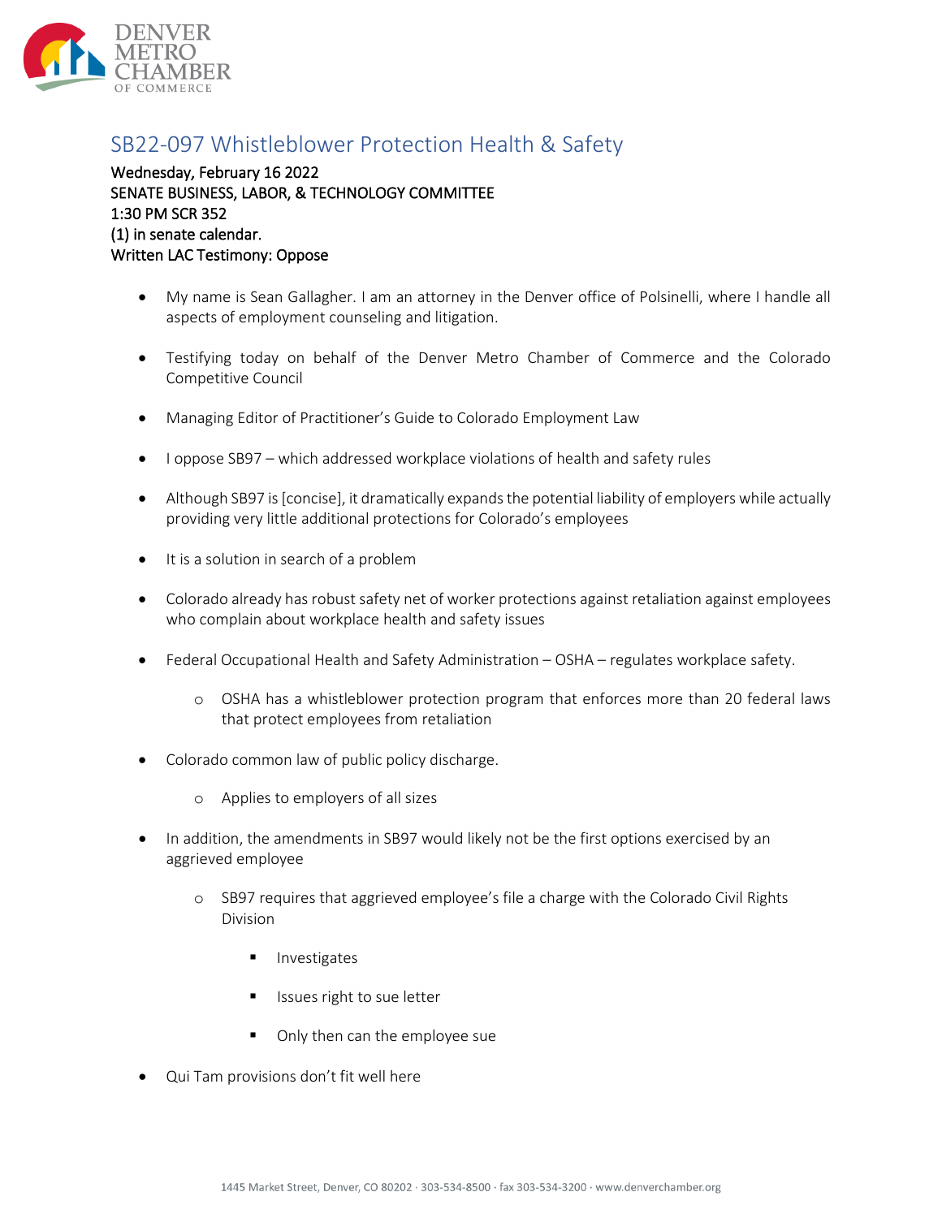# SB22-097 Whistleblower Protection Health & Safety

Wednesday, February 16 2022
SENATE BUSINESS, LABOR, & TECHNOLOGY COMMITTEE
1:30 PM SCR 352
(1) in senate calendar.
Written LAC Testimony: Oppose

- My name is Sean Gallagher. I am an attorney in the Denver office of Polsinelli, where I handle all aspects of employment counseling and litigation.
- Testifying today on behalf of the Denver Metro Chamber of Commerce and the Colorado Competitive Council
- Managing Editor of Practitioner's Guide to Colorado Employment Law
- I oppose SB97 – which addressed workplace violations of health and safety rules
- Although SB97 is [concise], it dramatically expands the potential liability of employers while actually providing very little additional protections for Colorado's employees
- It is a solution in search of a problem
- Colorado already has robust safety net of worker protections against retaliation against employees who complain about workplace health and safety issues
- Federal Occupational Health and Safety Administration – OSHA – regulates workplace safety.
    - OSHA has a whistleblower protection program that enforces more than 20 federal laws that protect employees from retaliation
- Colorado common law of public policy discharge.
    - Applies to employers of all sizes
- In addition, the amendments in SB97 would likely not be the first options exercised by an aggrieved employee
    - SB97 requires that aggrieved employee's file a charge with the Colorado Civil Rights Division
        - Investigates
        - Issues right to sue letter
        - Only then can the employee sue
- Qui Tam provisions don't fit well here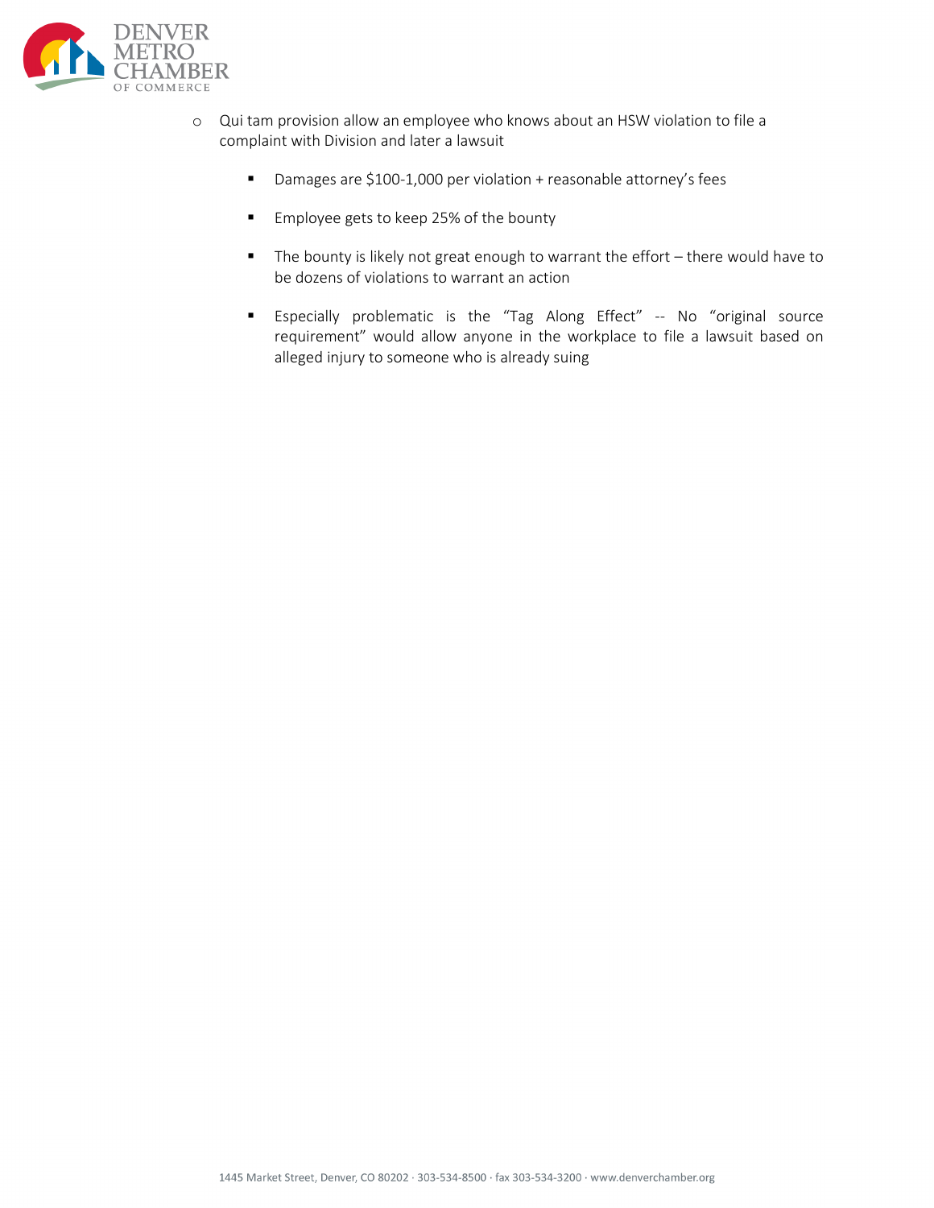- Qui tam provision allow an employee who knows about an HSW violation to file a complaint with Division and later a lawsuit
    - Damages are $100-1,000 per violation + reasonable attorney's fees
    - Employee gets to keep 25% of the bounty
    - The bounty is likely not great enough to warrant the effort – there would have to be dozens of violations to warrant an action
    - Especially problematic is the "Tag Along Effect" -- No "original source requirement" would allow anyone in the workplace to file a lawsuit based on alleged injury to someone who is already suing